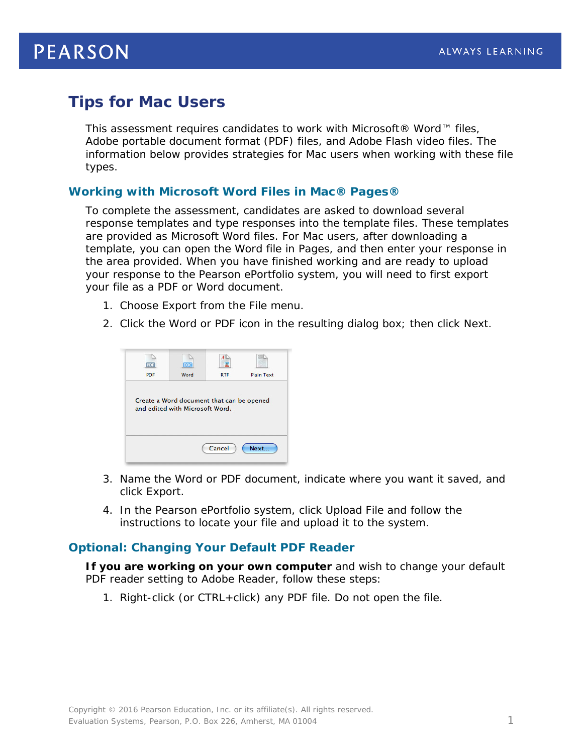# Tips for Mac Users

This assessment requires candidates to work with Microsoft® Word™ files, Adobe portable document format (PDF) files, and Adobe Flash video files. The information below provides strategies for Mac users when working with these file types.

## Working with Microsoft Word Files in Mac® Pages®

To complete the assessment, candidates are asked to download several response templates and type responses into the template files. These templates are provided as Microsoft Word files. For Mac users, after downloading a template, you can open the Word file in Pages, and then enter your response in the area provided. When you have finished working and are ready to upload your response to the Pearson ePortfolio system, you will need to first export your file as a PDF or Word document.

1. Choose Export from the File menu.
2. Click the Word or PDF icon in the resulting dialog box; then click Next.
3. Name the Word or PDF document, indicate where you want it saved, and click Export.
4. In the Pearson ePortfolio system, click Upload File and follow the instructions to locate your file and upload it to the system.

## Optional: Changing Your Default PDF Reader

**If you are working on your own computer** and wish to change your default PDF reader setting to Adobe Reader, follow these steps:

1. Right-click (or CTRL+click) any PDF file. Do not open the file.

Copyright © 2016 Pearson Education, Inc. or its affiliate(s). All rights reserved.
Evaluation Systems, Pearson, P.O. Box 226, Amherst, MA 01004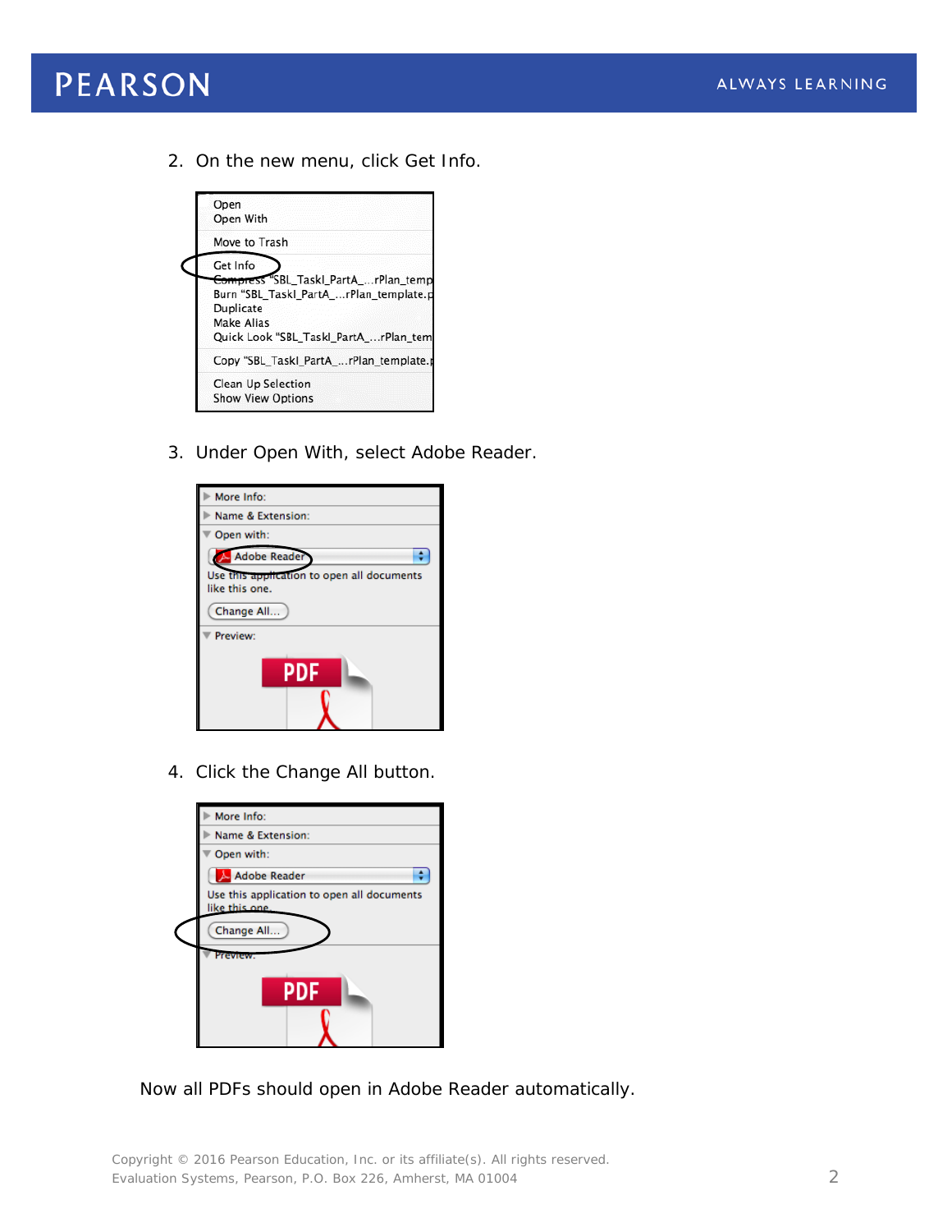2. On the new menu, click Get Info.

3. Under Open With, select Adobe Reader.

4. Click the Change All button.

Now all PDFs should open in Adobe Reader automatically.

Copyright © 2016 Pearson Education, Inc. or its affiliate(s). All rights reserved.
Evaluation Systems, Pearson, P.O. Box 226, Amherst, MA 01004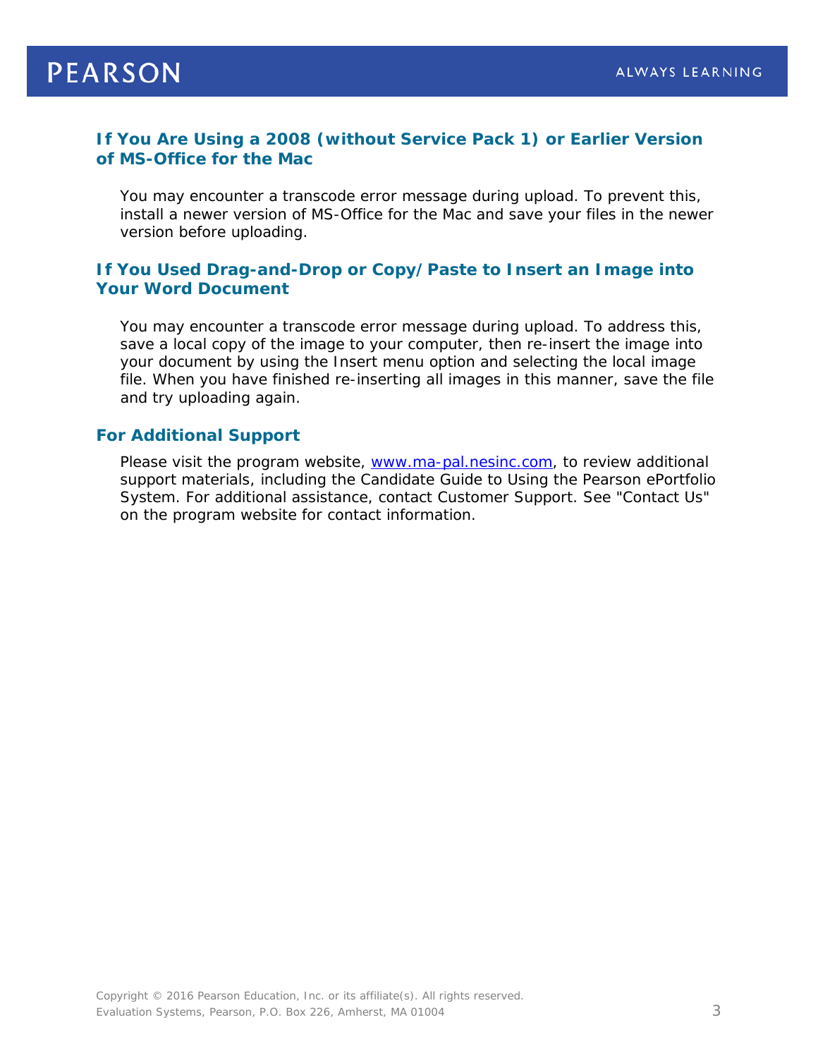### If You Are Using a 2008 (without Service Pack 1) or Earlier Version of MS-Office for the Mac

You may encounter a transcode error message during upload. To prevent this, install a newer version of MS-Office for the Mac and save your files in the newer version before uploading.

### If You Used Drag-and-Drop or Copy/Paste to Insert an Image into Your Word Document

You may encounter a transcode error message during upload. To address this, save a local copy of the image to your computer, then re-insert the image into your document by using the Insert menu option and selecting the local image file. When you have finished re-inserting all images in this manner, save the file and try uploading again.

### For Additional Support

Please visit the program website, [www.ma-pal.nesinc.com](http://www.ma-pal.nesinc.com), to review additional support materials, including the Candidate Guide to Using the Pearson ePortfolio System. For additional assistance, contact Customer Support. See "Contact Us" on the program website for contact information.